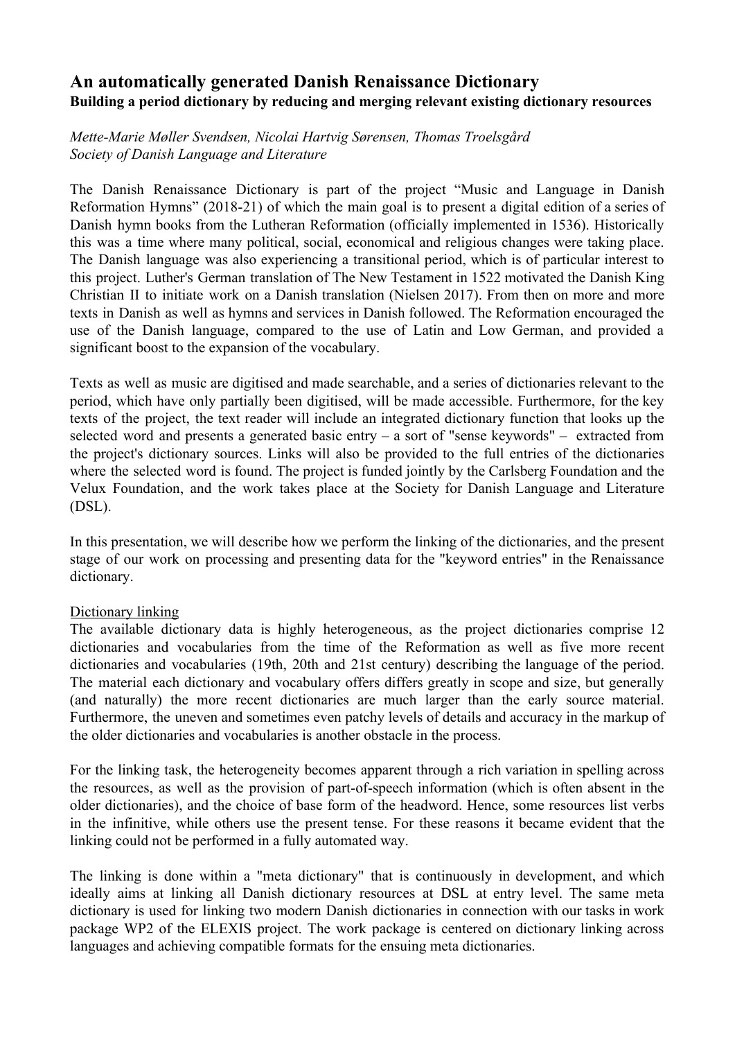# An automatically generated Danish Renaissance Dictionary

**Building a period dictionary by reducing and merging relevant existing dictionary resources**

*Mette-Marie Møller Svendsen, Nicolai Hartvig Sørensen, Thomas Troelsgård*
*Society of Danish Language and Literature*

The Danish Renaissance Dictionary is part of the project "Music and Language in Danish Reformation Hymns" (2018-21) of which the main goal is to present a digital edition of a series of Danish hymn books from the Lutheran Reformation (officially implemented in 1536). Historically this was a time where many political, social, economical and religious changes were taking place. The Danish language was also experiencing a transitional period, which is of particular interest to this project. Luther's German translation of The New Testament in 1522 motivated the Danish King Christian II to initiate work on a Danish translation (Nielsen 2017). From then on more and more texts in Danish as well as hymns and services in Danish followed. The Reformation encouraged the use of the Danish language, compared to the use of Latin and Low German, and provided a significant boost to the expansion of the vocabulary.

Texts as well as music are digitised and made searchable, and a series of dictionaries relevant to the period, which have only partially been digitised, will be made accessible. Furthermore, for the key texts of the project, the text reader will include an integrated dictionary function that looks up the selected word and presents a generated basic entry – a sort of "sense keywords" – extracted from the project's dictionary sources. Links will also be provided to the full entries of the dictionaries where the selected word is found. The project is funded jointly by the Carlsberg Foundation and the Velux Foundation, and the work takes place at the Society for Danish Language and Literature (DSL).

In this presentation, we will describe how we perform the linking of the dictionaries, and the present stage of our work on processing and presenting data for the "keyword entries" in the Renaissance dictionary.

<u>Dictionary linking</u>

The available dictionary data is highly heterogeneous, as the project dictionaries comprise 12 dictionaries and vocabularies from the time of the Reformation as well as five more recent dictionaries and vocabularies (19th, 20th and 21st century) describing the language of the period. The material each dictionary and vocabulary offers differs greatly in scope and size, but generally (and naturally) the more recent dictionaries are much larger than the early source material. Furthermore, the uneven and sometimes even patchy levels of details and accuracy in the markup of the older dictionaries and vocabularies is another obstacle in the process.

For the linking task, the heterogeneity becomes apparent through a rich variation in spelling across the resources, as well as the provision of part-of-speech information (which is often absent in the older dictionaries), and the choice of base form of the headword. Hence, some resources list verbs in the infinitive, while others use the present tense. For these reasons it became evident that the linking could not be performed in a fully automated way.

The linking is done within a "meta dictionary" that is continuously in development, and which ideally aims at linking all Danish dictionary resources at DSL at entry level. The same meta dictionary is used for linking two modern Danish dictionaries in connection with our tasks in work package WP2 of the ELEXIS project. The work package is centered on dictionary linking across languages and achieving compatible formats for the ensuing meta dictionaries.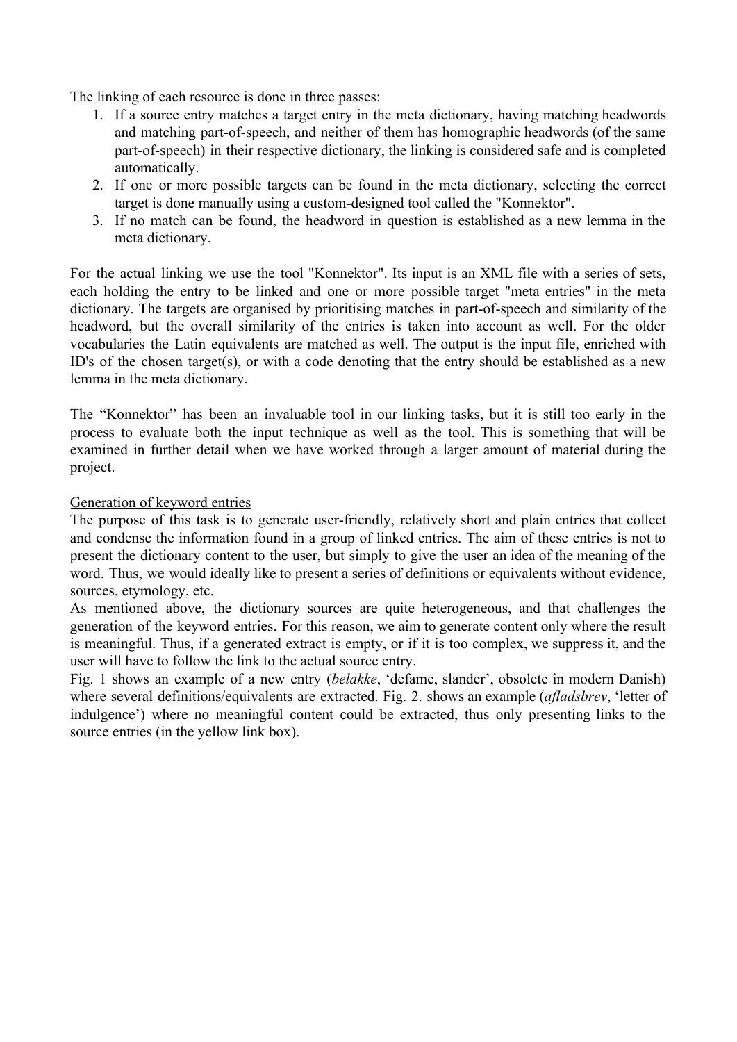The linking of each resource is done in three passes:

1. If a source entry matches a target entry in the meta dictionary, having matching headwords and matching part-of-speech, and neither of them has homographic headwords (of the same part-of-speech) in their respective dictionary, the linking is considered safe and is completed automatically.
2. If one or more possible targets can be found in the meta dictionary, selecting the correct target is done manually using a custom-designed tool called the "Konnektor".
3. If no match can be found, the headword in question is established as a new lemma in the meta dictionary.

For the actual linking we use the tool "Konnektor". Its input is an XML file with a series of sets, each holding the entry to be linked and one or more possible target "meta entries" in the meta dictionary. The targets are organised by prioritising matches in part-of-speech and similarity of the headword, but the overall similarity of the entries is taken into account as well. For the older vocabularies the Latin equivalents are matched as well. The output is the input file, enriched with ID's of the chosen target(s), or with a code denoting that the entry should be established as a new lemma in the meta dictionary.

The “Konnektor” has been an invaluable tool in our linking tasks, but it is still too early in the process to evaluate both the input technique as well as the tool. This is something that will be examined in further detail when we have worked through a larger amount of material during the project.

<u>Generation of keyword entries</u>

The purpose of this task is to generate user-friendly, relatively short and plain entries that collect and condense the information found in a group of linked entries. The aim of these entries is not to present the dictionary content to the user, but simply to give the user an idea of the meaning of the word. Thus, we would ideally like to present a series of definitions or equivalents without evidence, sources, etymology, etc.

As mentioned above, the dictionary sources are quite heterogeneous, and that challenges the generation of the keyword entries. For this reason, we aim to generate content only where the result is meaningful. Thus, if a generated extract is empty, or if it is too complex, we suppress it, and the user will have to follow the link to the actual source entry.

Fig. 1 shows an example of a new entry (*belakke*, ‘defame, slander’, obsolete in modern Danish) where several definitions/equivalents are extracted. Fig. 2. shows an example (*afladsbrev*, ‘letter of indulgence’) where no meaningful content could be extracted, thus only presenting links to the source entries (in the yellow link box).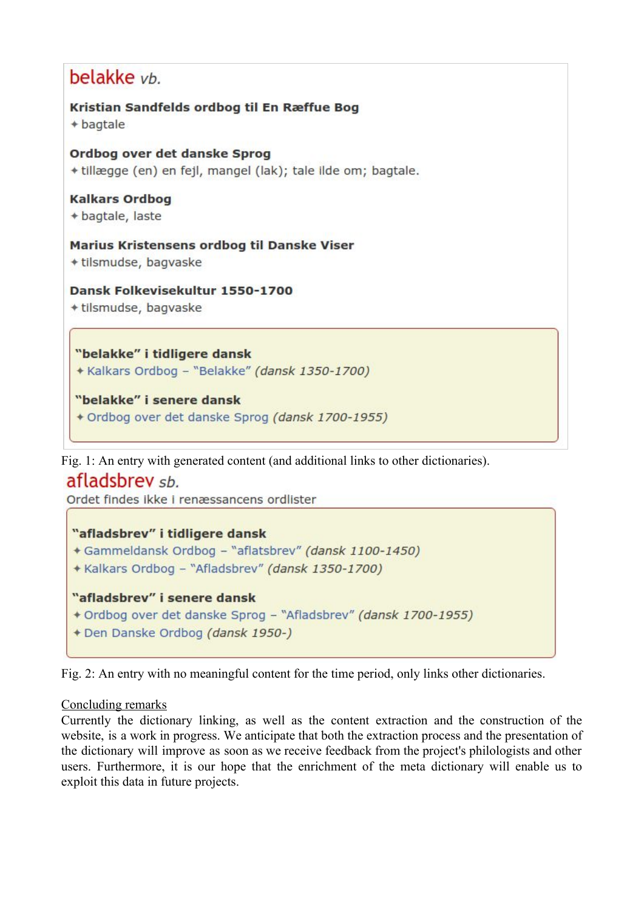**belakke** *vb.*

**Kristian Sandfelds ordbog til En Ræffue Bog**
✦ bagtale

**Ordbog over det danske Sprog**
✦ tillægge (en) en fejl, mangel (lak); tale ilde om; bagtale.

**Kalkars Ordbog**
✦ bagtale, laste

**Marius Kristensens ordbog til Danske Viser**
✦ tilsmudse, bagvaske

**Dansk Folkevisekultur 1550-1700**
✦ tilsmudse, bagvaske

**"belakke" i tidligere dansk**
✦ Kalkars Ordbog – "Belakke" *(dansk 1350-1700)*

**"belakke" i senere dansk**
✦ Ordbog over det danske Sprog *(dansk 1700-1955)*

Fig. 1: An entry with generated content (and additional links to other dictionaries).

**afladsbrev** *sb.*
Ordet findes ikke i renæssancens ordlister

**"afladsbrev" i tidligere dansk**
✦ Gammeldansk Ordbog – "aflatsbrev" *(dansk 1100-1450)*
✦ Kalkars Ordbog – "Afladsbrev" *(dansk 1350-1700)*

**"afladsbrev" i senere dansk**
✦ Ordbog over det danske Sprog – "Afladsbrev" *(dansk 1700-1955)*
✦ Den Danske Ordbog *(dansk 1950-)*

Fig. 2: An entry with no meaningful content for the time period, only links other dictionaries.

## Concluding remarks

Currently the dictionary linking, as well as the content extraction and the construction of the website, is a work in progress. We anticipate that both the extraction process and the presentation of the dictionary will improve as soon as we receive feedback from the project's philologists and other users. Furthermore, it is our hope that the enrichment of the meta dictionary will enable us to exploit this data in future projects.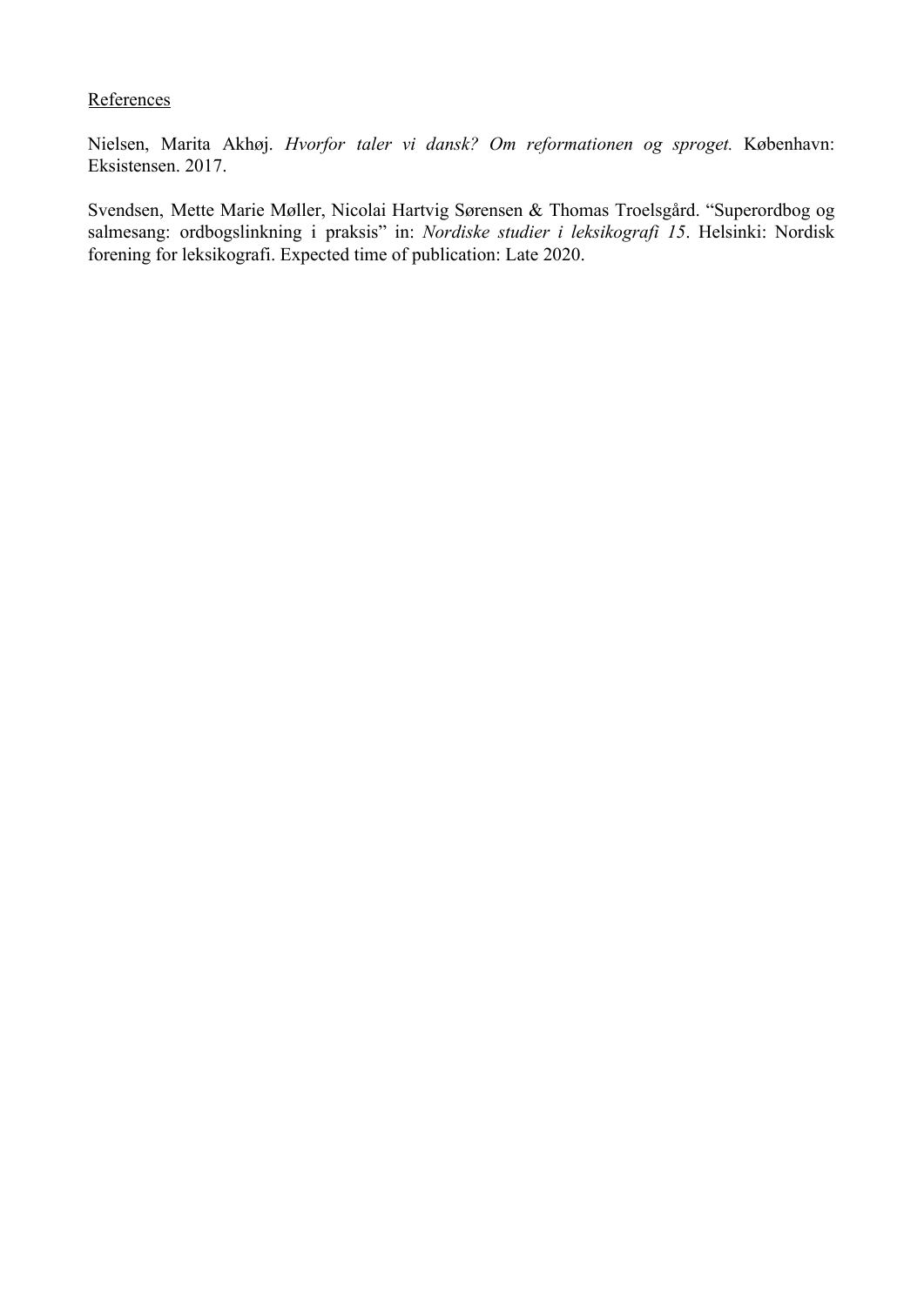References

Nielsen, Marita Akhøj. *Hvorfor taler vi dansk? Om reformationen og sproget.* København: Eksistensen. 2017.

Svendsen, Mette Marie Møller, Nicolai Hartvig Sørensen & Thomas Troelsgård. "Superordbog og salmesang: ordbogslinkning i praksis" in: *Nordiske studier i leksikografi 15*. Helsinki: Nordisk forening for leksikografi. Expected time of publication: Late 2020.